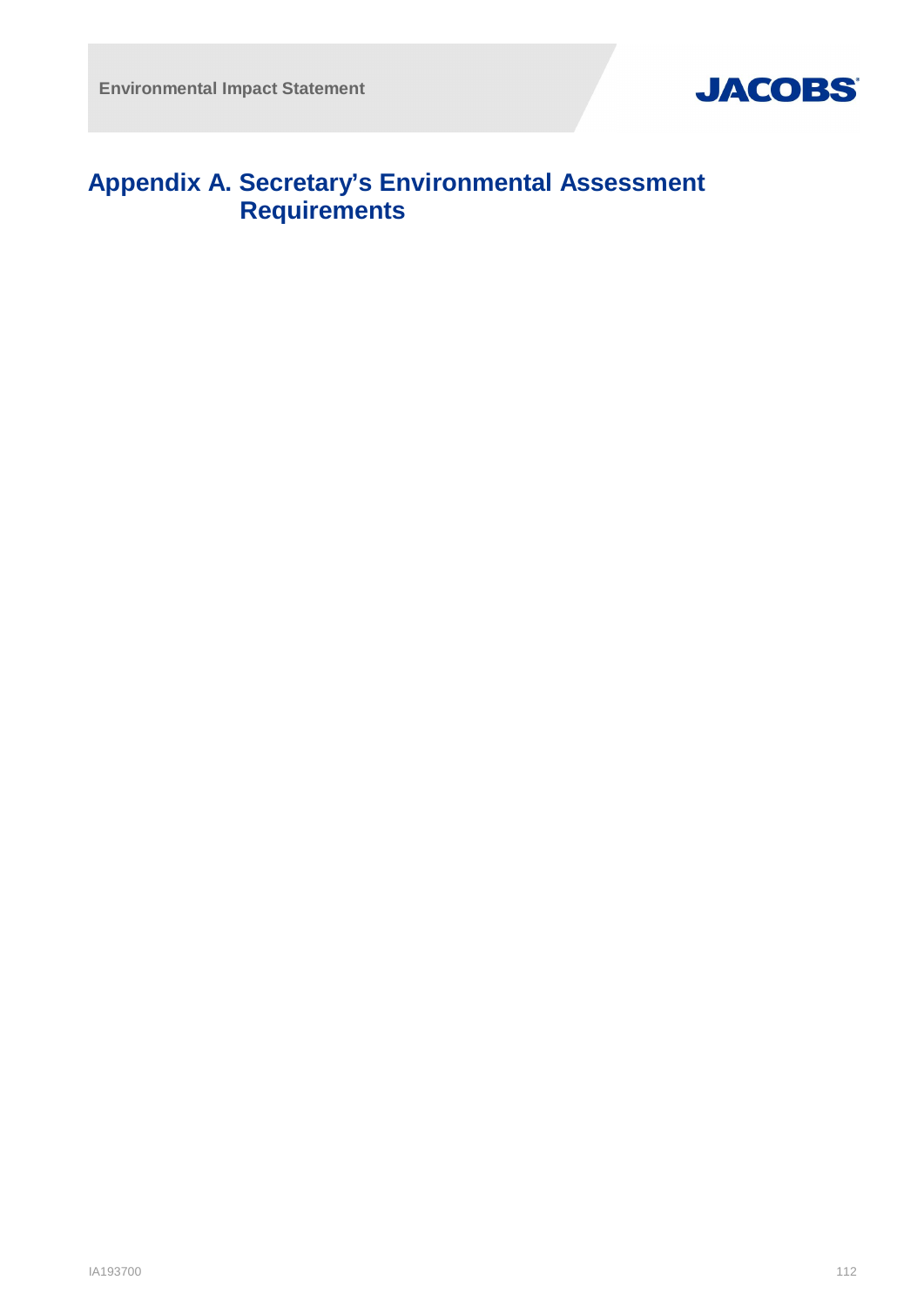# Appendix A. Secretary's Environmental Assessment Requirements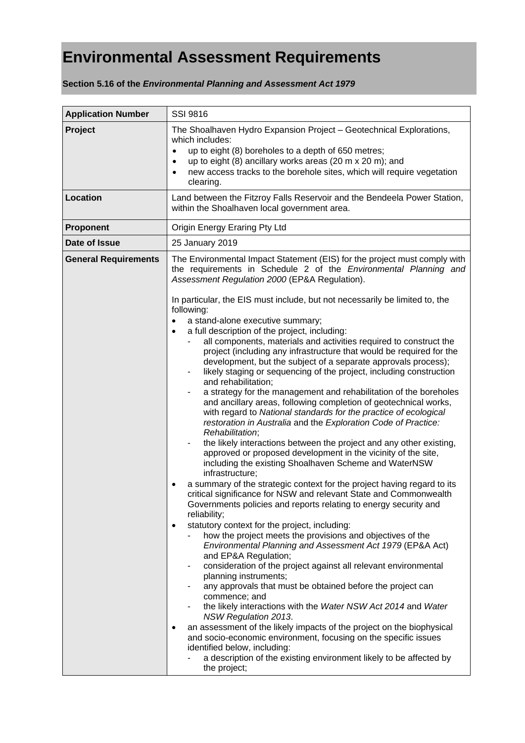# Environmental Assessment Requirements

**Section 5.16 of the *Environmental Planning and Assessment Act 1979***

| | |
|---|---|
| **Application Number** | SSI 9816 |
| **Project** | The Shoalhaven Hydro Expansion Project – Geotechnical Explorations, which includes:<br>• up to eight (8) boreholes to a depth of 650 metres;<br>• up to eight (8) ancillary works areas (20 m x 20 m); and<br>• new access tracks to the borehole sites, which will require vegetation clearing. |
| **Location** | Land between the Fitzroy Falls Reservoir and the Bendeela Power Station, within the Shoalhaven local government area. |
| **Proponent** | Origin Energy Eraring Pty Ltd |
| **Date of Issue** | 25 January 2019 |
| **General Requirements** | The Environmental Impact Statement (EIS) for the project must comply with the requirements in Schedule 2 of the *Environmental Planning and Assessment Regulation 2000* (EP&A Regulation).<br><br>In particular, the EIS must include, but not necessarily be limited to, the following:<br>• a stand-alone executive summary;<br>• a full description of the project, including:<br>- all components, materials and activities required to construct the project (including any infrastructure that would be required for the development, but the subject of a separate approvals process);<br>- likely staging or sequencing of the project, including construction and rehabilitation;<br>- a strategy for the management and rehabilitation of the boreholes and ancillary areas, following completion of geotechnical works, with regard to *National standards for the practice of ecological restoration in Australia* and the *Exploration Code of Practice: Rehabilitation*;<br>- the likely interactions between the project and any other existing, approved or proposed development in the vicinity of the site, including the existing Shoalhaven Scheme and WaterNSW infrastructure;<br>• a summary of the strategic context for the project having regard to its critical significance for NSW and relevant State and Commonwealth Governments policies and reports relating to energy security and reliability;<br>• statutory context for the project, including:<br>- how the project meets the provisions and objectives of the *Environmental Planning and Assessment Act 1979* (EP&A Act) and EP&A Regulation;<br>- consideration of the project against all relevant environmental planning instruments;<br>- any approvals that must be obtained before the project can commence; and<br>- the likely interactions with the *Water NSW Act 2014* and *Water NSW Regulation 2013*.<br>• an assessment of the likely impacts of the project on the biophysical and socio-economic environment, focusing on the specific issues identified below, including:<br>- a description of the existing environment likely to be affected by the project; |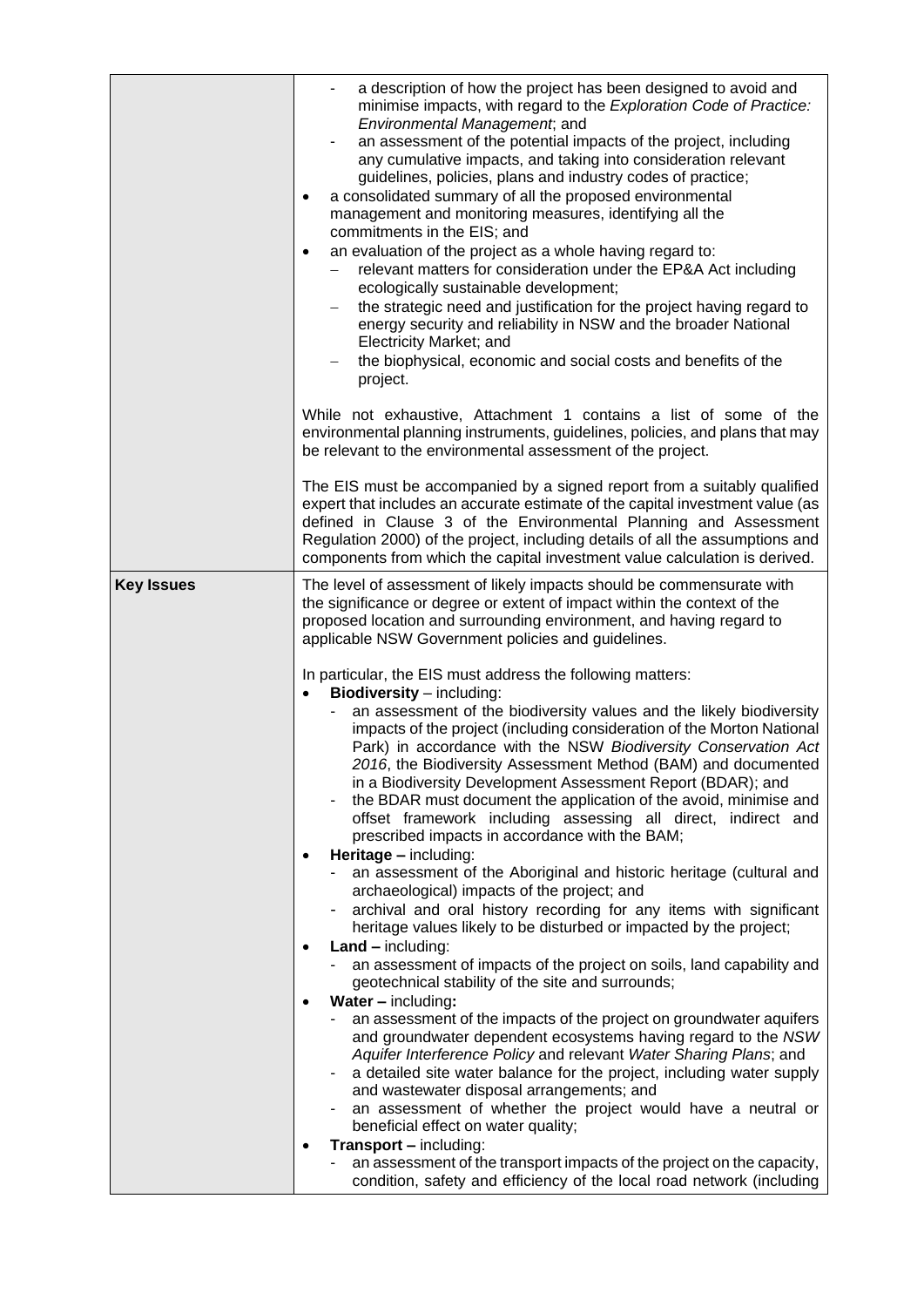| | |
|---|---|
| | - a description of how the project has been designed to avoid and minimise impacts, with regard to the *Exploration Code of Practice: Environmental Management*; and<br>- an assessment of the potential impacts of the project, including any cumulative impacts, and taking into consideration relevant guidelines, policies, plans and industry codes of practice;<br>• a consolidated summary of all the proposed environmental management and monitoring measures, identifying all the commitments in the EIS; and<br>• an evaluation of the project as a whole having regard to:<br>– relevant matters for consideration under the EP&A Act including ecologically sustainable development;<br>– the strategic need and justification for the project having regard to energy security and reliability in NSW and the broader National Electricity Market; and<br>– the biophysical, economic and social costs and benefits of the project.<br><br>While not exhaustive, Attachment 1 contains a list of some of the environmental planning instruments, guidelines, policies, and plans that may be relevant to the environmental assessment of the project.<br><br>The EIS must be accompanied by a signed report from a suitably qualified expert that includes an accurate estimate of the capital investment value (as defined in Clause 3 of the Environmental Planning and Assessment Regulation 2000) of the project, including details of all the assumptions and components from which the capital investment value calculation is derived. |
| **Key Issues** | The level of assessment of likely impacts should be commensurate with the significance or degree or extent of impact within the context of the proposed location and surrounding environment, and having regard to applicable NSW Government policies and guidelines.<br><br>In particular, the EIS must address the following matters:<br>• **Biodiversity** – including:<br>- an assessment of the biodiversity values and the likely biodiversity impacts of the project (including consideration of the Morton National Park) in accordance with the NSW *Biodiversity Conservation Act 2016*, the Biodiversity Assessment Method (BAM) and documented in a Biodiversity Development Assessment Report (BDAR); and<br>- the BDAR must document the application of the avoid, minimise and offset framework including assessing all direct, indirect and prescribed impacts in accordance with the BAM;<br>• **Heritage –** including:<br>- an assessment of the Aboriginal and historic heritage (cultural and archaeological) impacts of the project; and<br>- archival and oral history recording for any items with significant heritage values likely to be disturbed or impacted by the project;<br>• **Land –** including:<br>- an assessment of impacts of the project on soils, land capability and geotechnical stability of the site and surrounds;<br>• **Water –** including**:**<br>- an assessment of the impacts of the project on groundwater aquifers and groundwater dependent ecosystems having regard to the *NSW Aquifer Interference Policy* and relevant *Water Sharing Plans*; and<br>- a detailed site water balance for the project, including water supply and wastewater disposal arrangements; and<br>- an assessment of whether the project would have a neutral or beneficial effect on water quality;<br>• **Transport –** including:<br>- an assessment of the transport impacts of the project on the capacity, condition, safety and efficiency of the local road network (including |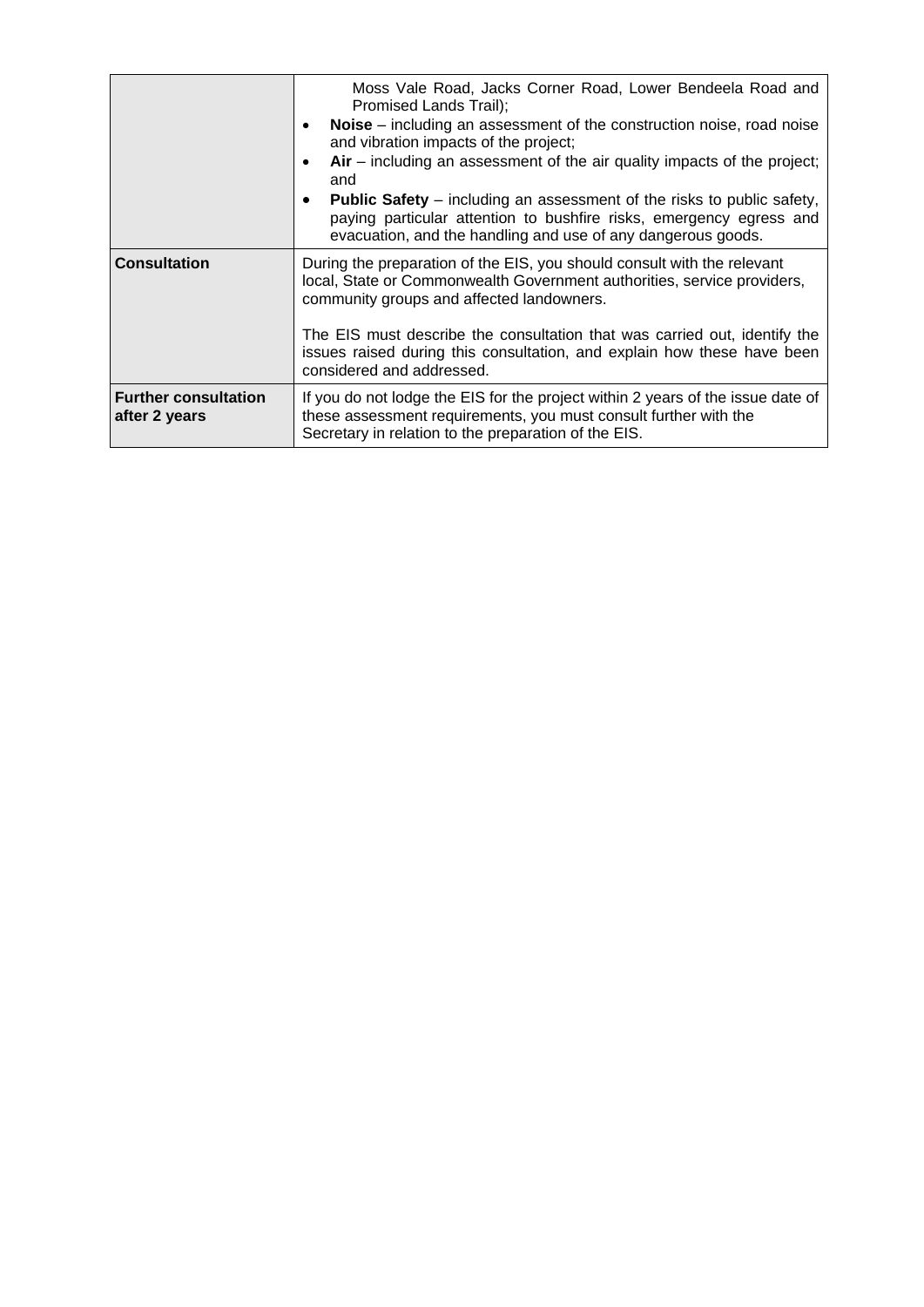| | |
|---|---|
| | Moss Vale Road, Jacks Corner Road, Lower Bendeela Road and Promised Lands Trail);<br>• **Noise** – including an assessment of the construction noise, road noise and vibration impacts of the project;<br>• **Air** – including an assessment of the air quality impacts of the project; and<br>• **Public Safety** – including an assessment of the risks to public safety, paying particular attention to bushfire risks, emergency egress and evacuation, and the handling and use of any dangerous goods. |
| **Consultation** | During the preparation of the EIS, you should consult with the relevant local, State or Commonwealth Government authorities, service providers, community groups and affected landowners.<br><br>The EIS must describe the consultation that was carried out, identify the issues raised during this consultation, and explain how these have been considered and addressed. |
| **Further consultation after 2 years** | If you do not lodge the EIS for the project within 2 years of the issue date of these assessment requirements, you must consult further with the Secretary in relation to the preparation of the EIS. |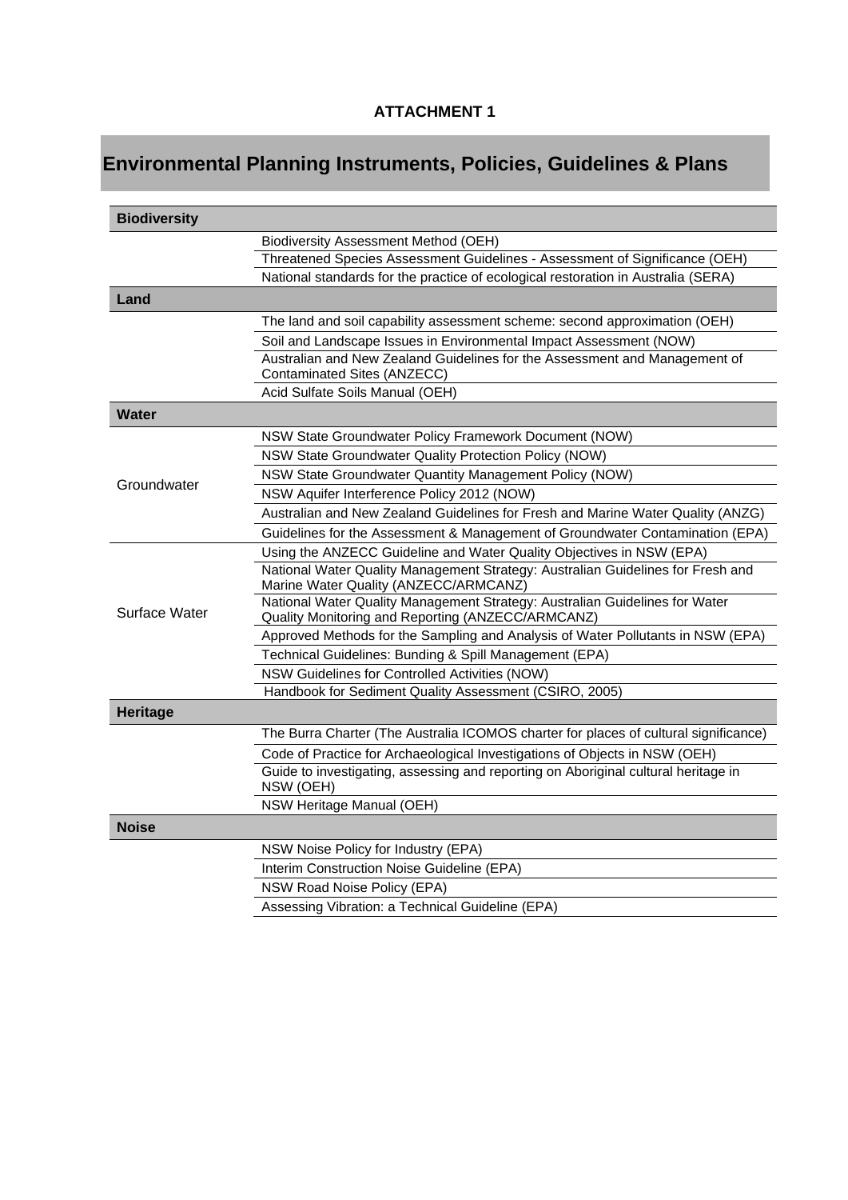**ATTACHMENT 1**

# Environmental Planning Instruments, Policies, Guidelines & Plans

| **Biodiversity** | |
|---|---|
| | Biodiversity Assessment Method (OEH) |
| | Threatened Species Assessment Guidelines - Assessment of Significance (OEH) |
| | National standards for the practice of ecological restoration in Australia (SERA) |
| **Land** | |
| | The land and soil capability assessment scheme: second approximation (OEH) |
| | Soil and Landscape Issues in Environmental Impact Assessment (NOW) |
| | Australian and New Zealand Guidelines for the Assessment and Management of Contaminated Sites (ANZECC) |
| | Acid Sulfate Soils Manual (OEH) |
| **Water** | |
| Groundwater | NSW State Groundwater Policy Framework Document (NOW) |
| | NSW State Groundwater Quality Protection Policy (NOW) |
| | NSW State Groundwater Quantity Management Policy (NOW) |
| | NSW Aquifer Interference Policy 2012 (NOW) |
| | Australian and New Zealand Guidelines for Fresh and Marine Water Quality (ANZG) |
| | Guidelines for the Assessment & Management of Groundwater Contamination (EPA) |
| Surface Water | Using the ANZECC Guideline and Water Quality Objectives in NSW (EPA) |
| | National Water Quality Management Strategy: Australian Guidelines for Fresh and Marine Water Quality (ANZECC/ARMCANZ) |
| | National Water Quality Management Strategy: Australian Guidelines for Water Quality Monitoring and Reporting (ANZECC/ARMCANZ) |
| | Approved Methods for the Sampling and Analysis of Water Pollutants in NSW (EPA) |
| | Technical Guidelines: Bunding & Spill Management (EPA) |
| | NSW Guidelines for Controlled Activities (NOW) |
| | Handbook for Sediment Quality Assessment (CSIRO, 2005) |
| **Heritage** | |
| | The Burra Charter (The Australia ICOMOS charter for places of cultural significance) |
| | Code of Practice for Archaeological Investigations of Objects in NSW (OEH) |
| | Guide to investigating, assessing and reporting on Aboriginal cultural heritage in NSW (OEH) |
| | NSW Heritage Manual (OEH) |
| **Noise** | |
| | NSW Noise Policy for Industry (EPA) |
| | Interim Construction Noise Guideline (EPA) |
| | NSW Road Noise Policy (EPA) |
| | Assessing Vibration: a Technical Guideline (EPA) |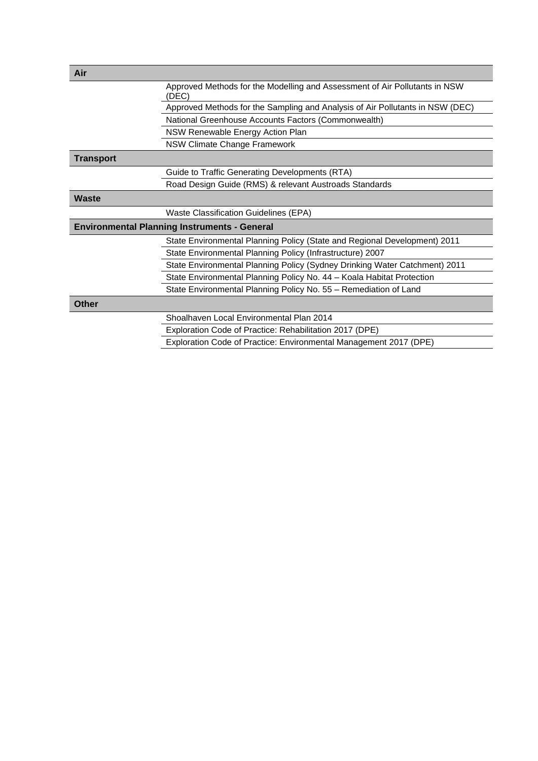| | |
|---|---|
| **Air** | |
| | Approved Methods for the Modelling and Assessment of Air Pollutants in NSW (DEC) |
| | Approved Methods for the Sampling and Analysis of Air Pollutants in NSW (DEC) |
| | National Greenhouse Accounts Factors (Commonwealth) |
| | NSW Renewable Energy Action Plan |
| | NSW Climate Change Framework |
| **Transport** | |
| | Guide to Traffic Generating Developments (RTA) |
| | Road Design Guide (RMS) & relevant Austroads Standards |
| **Waste** | |
| | Waste Classification Guidelines (EPA) |
| **Environmental Planning Instruments - General** | |
| | State Environmental Planning Policy (State and Regional Development) 2011 |
| | State Environmental Planning Policy (Infrastructure) 2007 |
| | State Environmental Planning Policy (Sydney Drinking Water Catchment) 2011 |
| | State Environmental Planning Policy No. 44 – Koala Habitat Protection |
| | State Environmental Planning Policy No. 55 – Remediation of Land |
| **Other** | |
| | Shoalhaven Local Environmental Plan 2014 |
| | Exploration Code of Practice: Rehabilitation 2017 (DPE) |
| | Exploration Code of Practice: Environmental Management 2017 (DPE) |